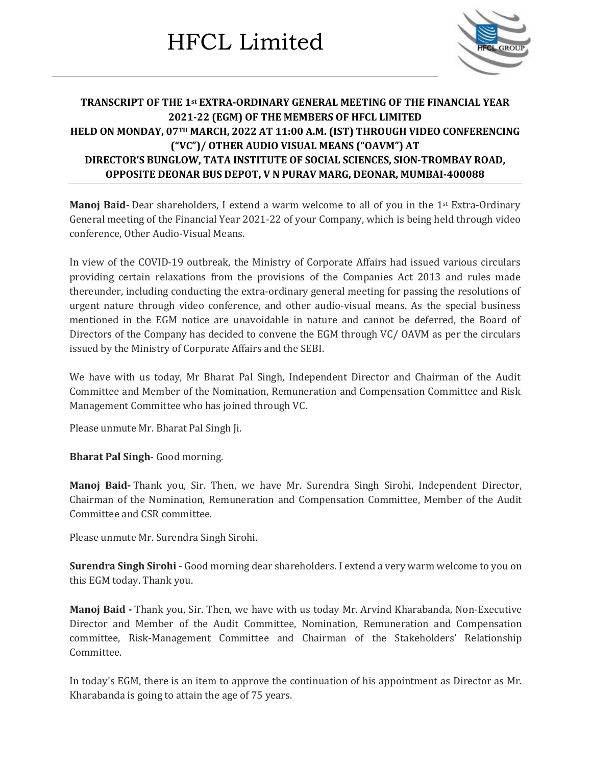# HFCL Limited

## TRANSCRIPT OF THE 1st EXTRA-ORDINARY GENERAL MEETING OF THE FINANCIAL YEAR 2021-22 (EGM) OF THE MEMBERS OF HFCL LIMITED HELD ON MONDAY, 07TH MARCH, 2022 AT 11:00 A.M. (IST) THROUGH VIDEO CONFERENCING ("VC")/ OTHER AUDIO VISUAL MEANS ("OAVM") AT DIRECTOR'S BUNGLOW, TATA INSTITUTE OF SOCIAL SCIENCES, SION-TROMBAY ROAD, OPPOSITE DEONAR BUS DEPOT, V N PURAV MARG, DEONAR, MUMBAI-400088

**Manoj Baid-** Dear shareholders, I extend a warm welcome to all of you in the 1st Extra-Ordinary General meeting of the Financial Year 2021-22 of your Company, which is being held through video conference, Other Audio-Visual Means.

In view of the COVID-19 outbreak, the Ministry of Corporate Affairs had issued various circulars providing certain relaxations from the provisions of the Companies Act 2013 and rules made thereunder, including conducting the extra-ordinary general meeting for passing the resolutions of urgent nature through video conference, and other audio-visual means. As the special business mentioned in the EGM notice are unavoidable in nature and cannot be deferred, the Board of Directors of the Company has decided to convene the EGM through VC/ OAVM as per the circulars issued by the Ministry of Corporate Affairs and the SEBI.

We have with us today, Mr Bharat Pal Singh, Independent Director and Chairman of the Audit Committee and Member of the Nomination, Remuneration and Compensation Committee and Risk Management Committee who has joined through VC.

Please unmute Mr. Bharat Pal Singh Ji.

**Bharat Pal Singh**- Good morning.

**Manoj Baid-** Thank you, Sir. Then, we have Mr. Surendra Singh Sirohi, Independent Director, Chairman of the Nomination, Remuneration and Compensation Committee, Member of the Audit Committee and CSR committee.

Please unmute Mr. Surendra Singh Sirohi.

**Surendra Singh Sirohi** - Good morning dear shareholders. I extend a very warm welcome to you on this EGM today. Thank you.

**Manoj Baid -** Thank you, Sir. Then, we have with us today Mr. Arvind Kharabanda, Non-Executive Director and Member of the Audit Committee, Nomination, Remuneration and Compensation committee, Risk-Management Committee and Chairman of the Stakeholders' Relationship Committee.

In today's EGM, there is an item to approve the continuation of his appointment as Director as Mr. Kharabanda is going to attain the age of 75 years.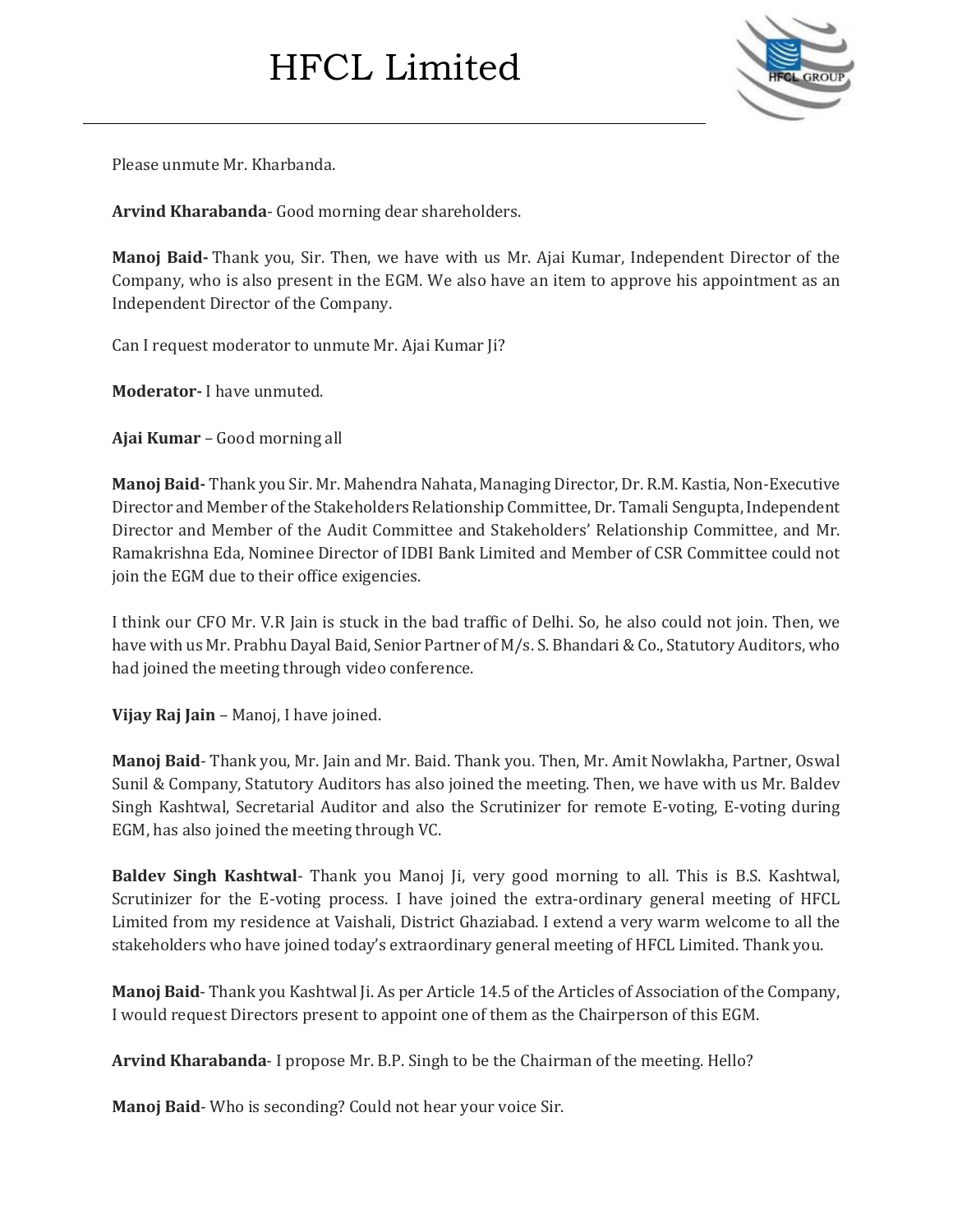Please unmute Mr. Kharbanda.

**Arvind Kharabanda**- Good morning dear shareholders.

**Manoj Baid-** Thank you, Sir. Then, we have with us Mr. Ajai Kumar, Independent Director of the Company, who is also present in the EGM. We also have an item to approve his appointment as an Independent Director of the Company.

Can I request moderator to unmute Mr. Ajai Kumar Ji?

**Moderator-** I have unmuted.

**Ajai Kumar** – Good morning all

**Manoj Baid-** Thank you Sir. Mr. Mahendra Nahata, Managing Director, Dr. R.M. Kastia, Non-Executive Director and Member of the Stakeholders Relationship Committee, Dr. Tamali Sengupta, Independent Director and Member of the Audit Committee and Stakeholders' Relationship Committee, and Mr. Ramakrishna Eda, Nominee Director of IDBI Bank Limited and Member of CSR Committee could not join the EGM due to their office exigencies.

I think our CFO Mr. V.R Jain is stuck in the bad traffic of Delhi. So, he also could not join. Then, we have with us Mr. Prabhu Dayal Baid, Senior Partner of M/s. S. Bhandari & Co., Statutory Auditors, who had joined the meeting through video conference.

**Vijay Raj Jain** – Manoj, I have joined.

**Manoj Baid**- Thank you, Mr. Jain and Mr. Baid. Thank you. Then, Mr. Amit Nowlakha, Partner, Oswal Sunil & Company, Statutory Auditors has also joined the meeting. Then, we have with us Mr. Baldev Singh Kashtwal, Secretarial Auditor and also the Scrutinizer for remote E-voting, E-voting during EGM, has also joined the meeting through VC.

**Baldev Singh Kashtwal**- Thank you Manoj Ji, very good morning to all. This is B.S. Kashtwal, Scrutinizer for the E-voting process. I have joined the extra-ordinary general meeting of HFCL Limited from my residence at Vaishali, District Ghaziabad. I extend a very warm welcome to all the stakeholders who have joined today's extraordinary general meeting of HFCL Limited. Thank you.

**Manoj Baid**- Thank you Kashtwal Ji. As per Article 14.5 of the Articles of Association of the Company, I would request Directors present to appoint one of them as the Chairperson of this EGM.

**Arvind Kharabanda**- I propose Mr. B.P. Singh to be the Chairman of the meeting. Hello?

**Manoj Baid**- Who is seconding? Could not hear your voice Sir.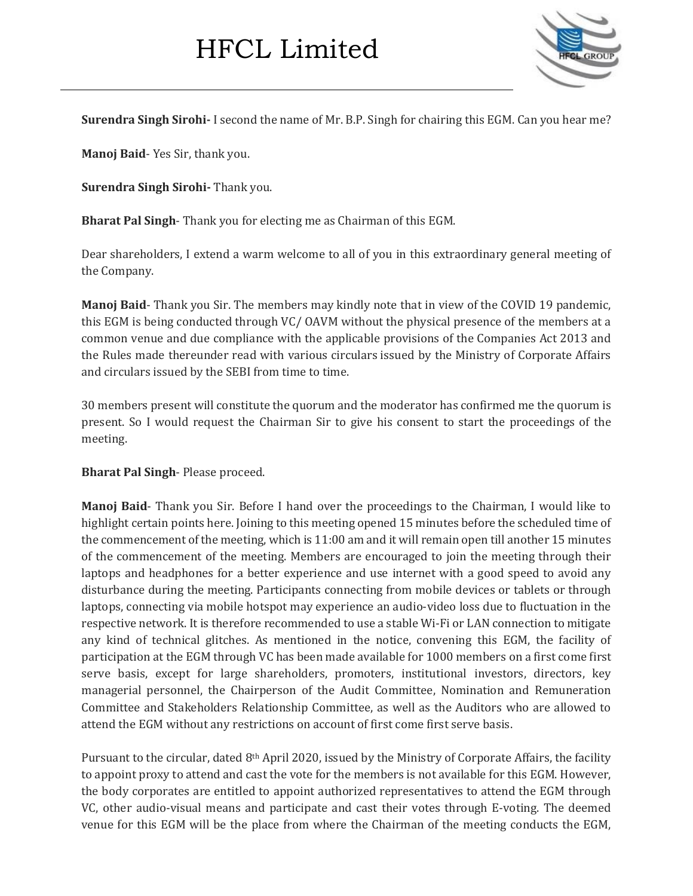**Surendra Singh Sirohi-** I second the name of Mr. B.P. Singh for chairing this EGM. Can you hear me?

**Manoj Baid**- Yes Sir, thank you.

**Surendra Singh Sirohi-** Thank you.

**Bharat Pal Singh**- Thank you for electing me as Chairman of this EGM.

Dear shareholders, I extend a warm welcome to all of you in this extraordinary general meeting of the Company.

**Manoj Baid**- Thank you Sir. The members may kindly note that in view of the COVID 19 pandemic, this EGM is being conducted through VC/ OAVM without the physical presence of the members at a common venue and due compliance with the applicable provisions of the Companies Act 2013 and the Rules made thereunder read with various circulars issued by the Ministry of Corporate Affairs and circulars issued by the SEBI from time to time.

30 members present will constitute the quorum and the moderator has confirmed me the quorum is present. So I would request the Chairman Sir to give his consent to start the proceedings of the meeting.

**Bharat Pal Singh**- Please proceed.

**Manoj Baid**- Thank you Sir. Before I hand over the proceedings to the Chairman, I would like to highlight certain points here. Joining to this meeting opened 15 minutes before the scheduled time of the commencement of the meeting, which is 11:00 am and it will remain open till another 15 minutes of the commencement of the meeting. Members are encouraged to join the meeting through their laptops and headphones for a better experience and use internet with a good speed to avoid any disturbance during the meeting. Participants connecting from mobile devices or tablets or through laptops, connecting via mobile hotspot may experience an audio-video loss due to fluctuation in the respective network. It is therefore recommended to use a stable Wi-Fi or LAN connection to mitigate any kind of technical glitches. As mentioned in the notice, convening this EGM, the facility of participation at the EGM through VC has been made available for 1000 members on a first come first serve basis, except for large shareholders, promoters, institutional investors, directors, key managerial personnel, the Chairperson of the Audit Committee, Nomination and Remuneration Committee and Stakeholders Relationship Committee, as well as the Auditors who are allowed to attend the EGM without any restrictions on account of first come first serve basis.

Pursuant to the circular, dated 8th April 2020, issued by the Ministry of Corporate Affairs, the facility to appoint proxy to attend and cast the vote for the members is not available for this EGM. However, the body corporates are entitled to appoint authorized representatives to attend the EGM through VC, other audio-visual means and participate and cast their votes through E-voting. The deemed venue for this EGM will be the place from where the Chairman of the meeting conducts the EGM,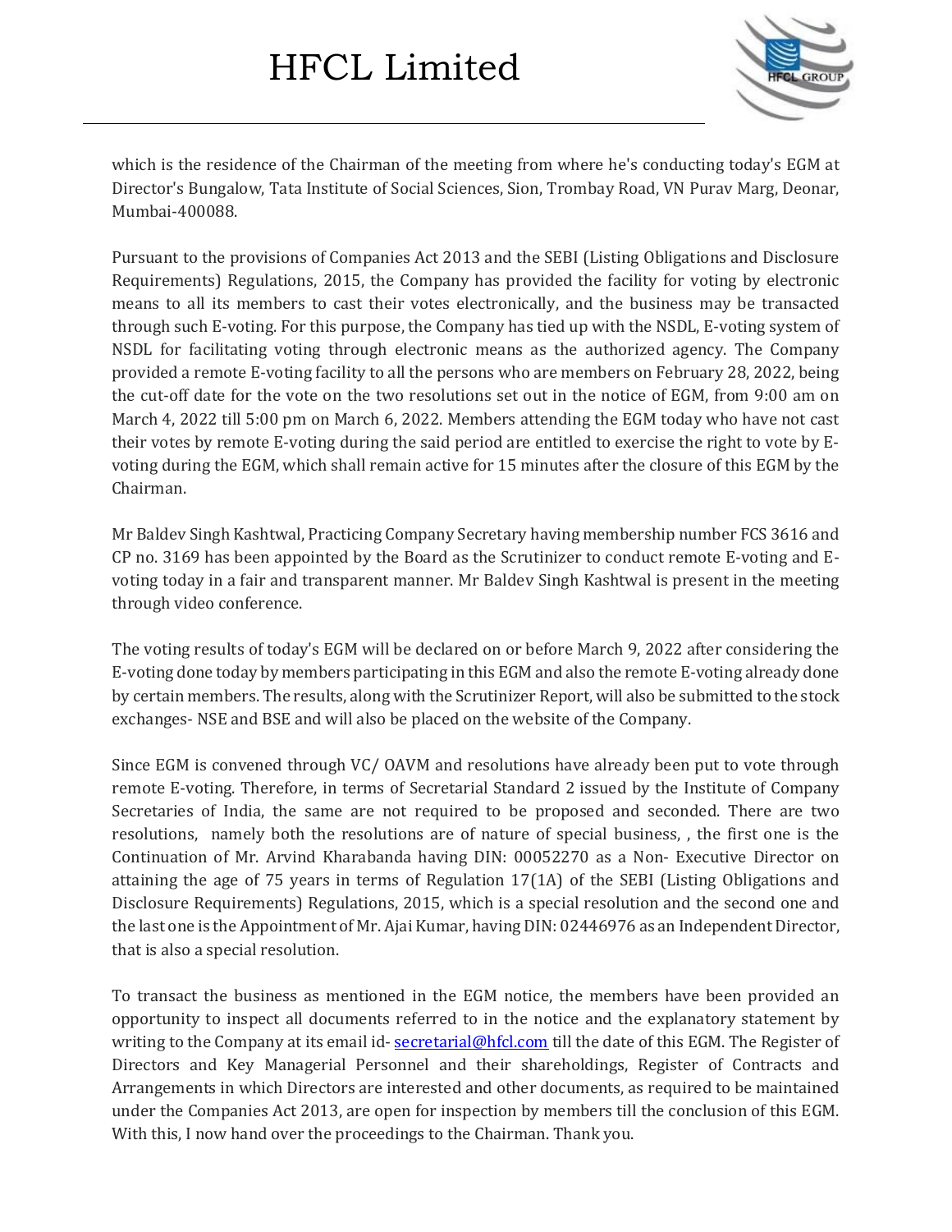which is the residence of the Chairman of the meeting from where he's conducting today's EGM at Director's Bungalow, Tata Institute of Social Sciences, Sion, Trombay Road, VN Purav Marg, Deonar, Mumbai-400088.

Pursuant to the provisions of Companies Act 2013 and the SEBI (Listing Obligations and Disclosure Requirements) Regulations, 2015, the Company has provided the facility for voting by electronic means to all its members to cast their votes electronically, and the business may be transacted through such E-voting. For this purpose, the Company has tied up with the NSDL, E-voting system of NSDL for facilitating voting through electronic means as the authorized agency. The Company provided a remote E-voting facility to all the persons who are members on February 28, 2022, being the cut-off date for the vote on the two resolutions set out in the notice of EGM, from 9:00 am on March 4, 2022 till 5:00 pm on March 6, 2022. Members attending the EGM today who have not cast their votes by remote E-voting during the said period are entitled to exercise the right to vote by E-voting during the EGM, which shall remain active for 15 minutes after the closure of this EGM by the Chairman.

Mr Baldev Singh Kashtwal, Practicing Company Secretary having membership number FCS 3616 and CP no. 3169 has been appointed by the Board as the Scrutinizer to conduct remote E-voting and E-voting today in a fair and transparent manner. Mr Baldev Singh Kashtwal is present in the meeting through video conference.

The voting results of today's EGM will be declared on or before March 9, 2022 after considering the E-voting done today by members participating in this EGM and also the remote E-voting already done by certain members. The results, along with the Scrutinizer Report, will also be submitted to the stock exchanges- NSE and BSE and will also be placed on the website of the Company.

Since EGM is convened through VC/ OAVM and resolutions have already been put to vote through remote E-voting. Therefore, in terms of Secretarial Standard 2 issued by the Institute of Company Secretaries of India, the same are not required to be proposed and seconded. There are two resolutions, namely both the resolutions are of nature of special business, , the first one is the Continuation of Mr. Arvind Kharabanda having DIN: 00052270 as a Non- Executive Director on attaining the age of 75 years in terms of Regulation 17(1A) of the SEBI (Listing Obligations and Disclosure Requirements) Regulations, 2015, which is a special resolution and the second one and the last one is the Appointment of Mr. Ajai Kumar, having DIN: 02446976 as an Independent Director, that is also a special resolution.

To transact the business as mentioned in the EGM notice, the members have been provided an opportunity to inspect all documents referred to in the notice and the explanatory statement by writing to the Company at its email id- secretarial@hfcl.com till the date of this EGM. The Register of Directors and Key Managerial Personnel and their shareholdings, Register of Contracts and Arrangements in which Directors are interested and other documents, as required to be maintained under the Companies Act 2013, are open for inspection by members till the conclusion of this EGM. With this, I now hand over the proceedings to the Chairman. Thank you.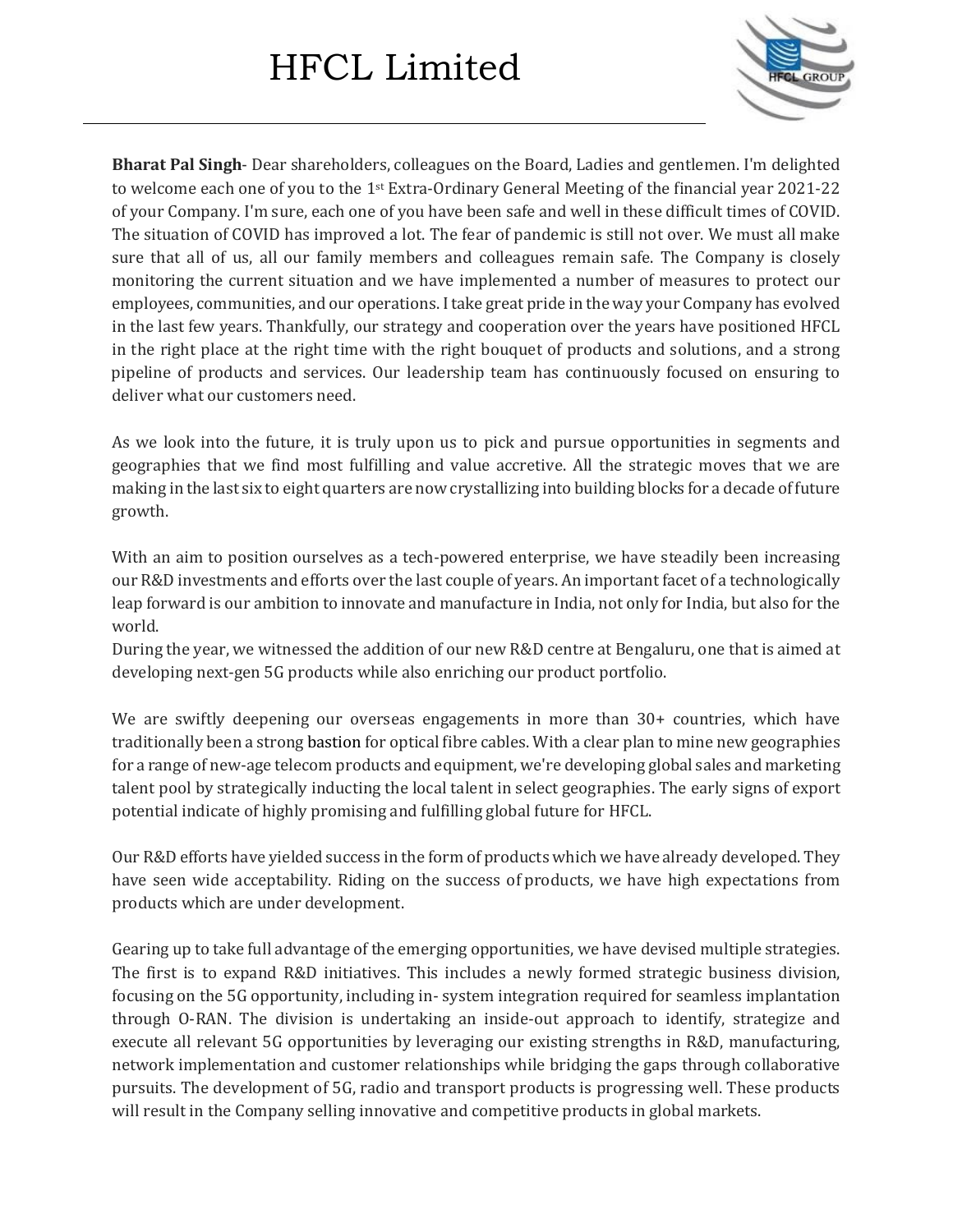**Bharat Pal Singh**- Dear shareholders, colleagues on the Board, Ladies and gentlemen. I'm delighted to welcome each one of you to the 1st Extra-Ordinary General Meeting of the financial year 2021-22 of your Company. I'm sure, each one of you have been safe and well in these difficult times of COVID. The situation of COVID has improved a lot. The fear of pandemic is still not over. We must all make sure that all of us, all our family members and colleagues remain safe. The Company is closely monitoring the current situation and we have implemented a number of measures to protect our employees, communities, and our operations. I take great pride in the way your Company has evolved in the last few years. Thankfully, our strategy and cooperation over the years have positioned HFCL in the right place at the right time with the right bouquet of products and solutions, and a strong pipeline of products and services. Our leadership team has continuously focused on ensuring to deliver what our customers need.

As we look into the future, it is truly upon us to pick and pursue opportunities in segments and geographies that we find most fulfilling and value accretive. All the strategic moves that we are making in the last six to eight quarters are now crystallizing into building blocks for a decade of future growth.

With an aim to position ourselves as a tech-powered enterprise, we have steadily been increasing our R&D investments and efforts over the last couple of years. An important facet of a technologically leap forward is our ambition to innovate and manufacture in India, not only for India, but also for the world.
During the year, we witnessed the addition of our new R&D centre at Bengaluru, one that is aimed at developing next-gen 5G products while also enriching our product portfolio.

We are swiftly deepening our overseas engagements in more than 30+ countries, which have traditionally been a strong bastion for optical fibre cables. With a clear plan to mine new geographies for a range of new-age telecom products and equipment, we're developing global sales and marketing talent pool by strategically inducting the local talent in select geographies. The early signs of export potential indicate of highly promising and fulfilling global future for HFCL.

Our R&D efforts have yielded success in the form of products which we have already developed. They have seen wide acceptability. Riding on the success of products, we have high expectations from products which are under development.

Gearing up to take full advantage of the emerging opportunities, we have devised multiple strategies. The first is to expand R&D initiatives. This includes a newly formed strategic business division, focusing on the 5G opportunity, including in- system integration required for seamless implantation through O-RAN. The division is undertaking an inside-out approach to identify, strategize and execute all relevant 5G opportunities by leveraging our existing strengths in R&D, manufacturing, network implementation and customer relationships while bridging the gaps through collaborative pursuits. The development of 5G, radio and transport products is progressing well. These products will result in the Company selling innovative and competitive products in global markets.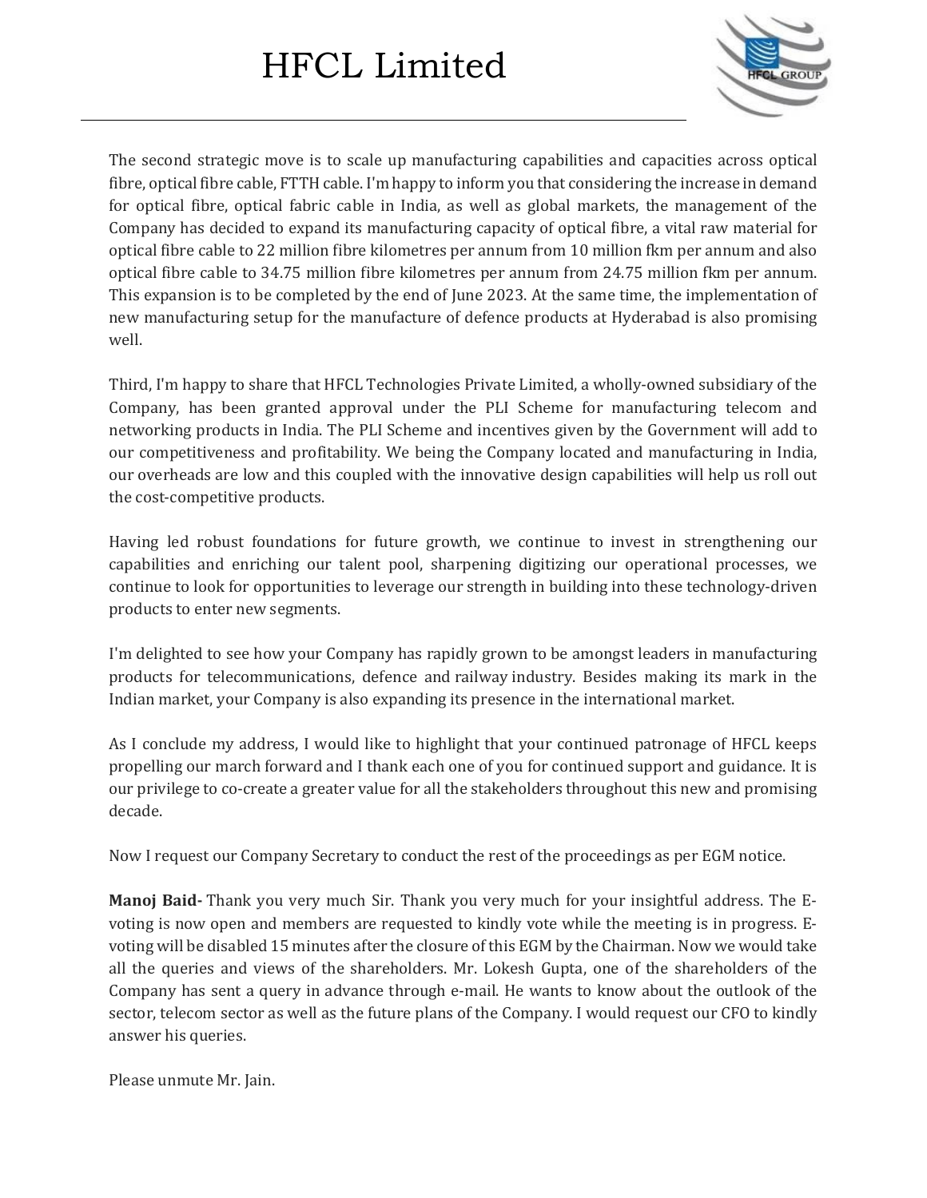The second strategic move is to scale up manufacturing capabilities and capacities across optical fibre, optical fibre cable, FTTH cable. I'm happy to inform you that considering the increase in demand for optical fibre, optical fabric cable in India, as well as global markets, the management of the Company has decided to expand its manufacturing capacity of optical fibre, a vital raw material for optical fibre cable to 22 million fibre kilometres per annum from 10 million fkm per annum and also optical fibre cable to 34.75 million fibre kilometres per annum from 24.75 million fkm per annum. This expansion is to be completed by the end of June 2023. At the same time, the implementation of new manufacturing setup for the manufacture of defence products at Hyderabad is also promising well.

Third, I'm happy to share that HFCL Technologies Private Limited, a wholly-owned subsidiary of the Company, has been granted approval under the PLI Scheme for manufacturing telecom and networking products in India. The PLI Scheme and incentives given by the Government will add to our competitiveness and profitability. We being the Company located and manufacturing in India, our overheads are low and this coupled with the innovative design capabilities will help us roll out the cost-competitive products.

Having led robust foundations for future growth, we continue to invest in strengthening our capabilities and enriching our talent pool, sharpening digitizing our operational processes, we continue to look for opportunities to leverage our strength in building into these technology-driven products to enter new segments.

I'm delighted to see how your Company has rapidly grown to be amongst leaders in manufacturing products for telecommunications, defence and railway industry. Besides making its mark in the Indian market, your Company is also expanding its presence in the international market.

As I conclude my address, I would like to highlight that your continued patronage of HFCL keeps propelling our march forward and I thank each one of you for continued support and guidance. It is our privilege to co-create a greater value for all the stakeholders throughout this new and promising decade.

Now I request our Company Secretary to conduct the rest of the proceedings as per EGM notice.

**Manoj Baid-** Thank you very much Sir. Thank you very much for your insightful address. The E-voting is now open and members are requested to kindly vote while the meeting is in progress. E-voting will be disabled 15 minutes after the closure of this EGM by the Chairman. Now we would take all the queries and views of the shareholders. Mr. Lokesh Gupta, one of the shareholders of the Company has sent a query in advance through e-mail. He wants to know about the outlook of the sector, telecom sector as well as the future plans of the Company. I would request our CFO to kindly answer his queries.

Please unmute Mr. Jain.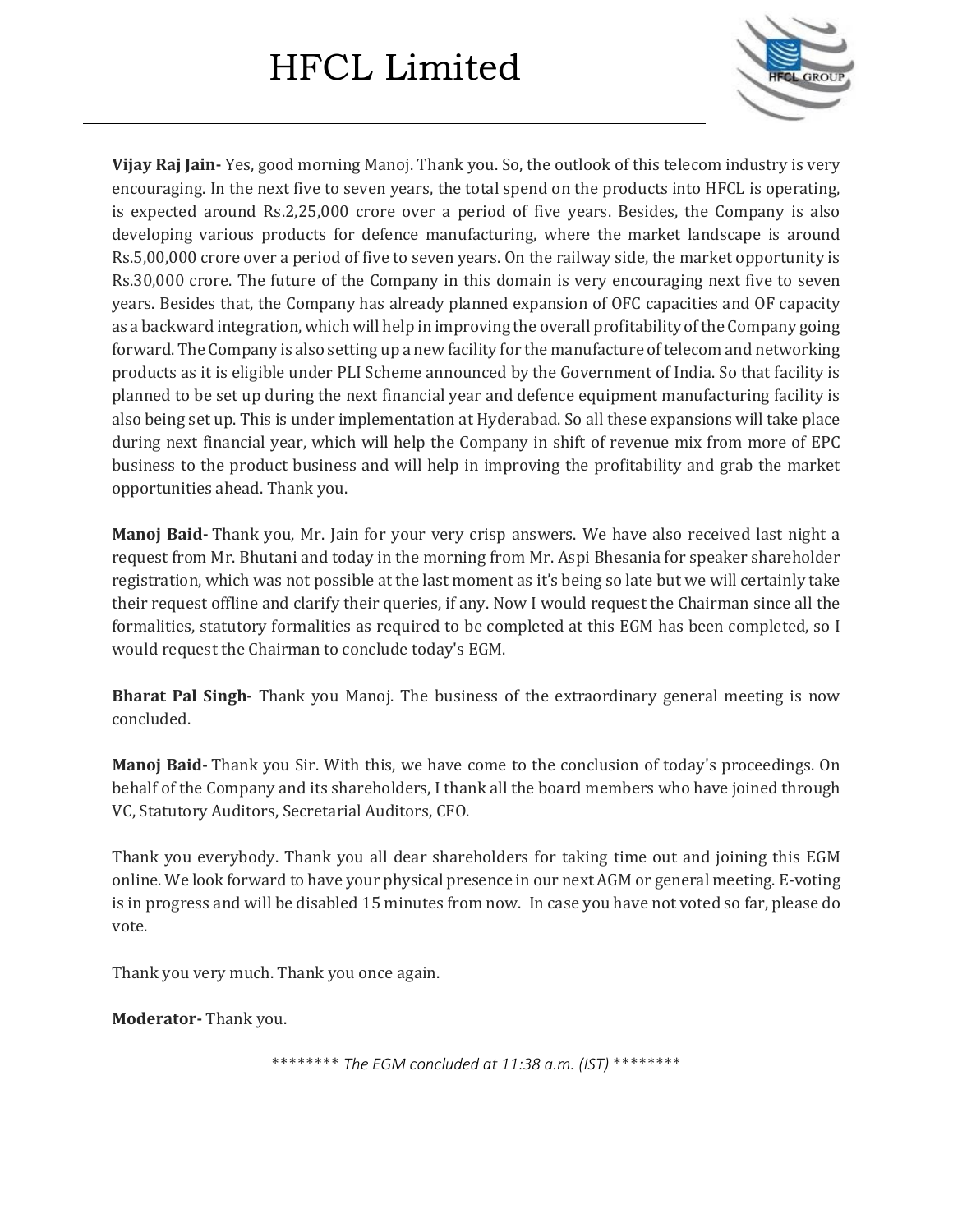**Vijay Raj Jain-** Yes, good morning Manoj. Thank you. So, the outlook of this telecom industry is very encouraging. In the next five to seven years, the total spend on the products into HFCL is operating, is expected around Rs.2,25,000 crore over a period of five years. Besides, the Company is also developing various products for defence manufacturing, where the market landscape is around Rs.5,00,000 crore over a period of five to seven years. On the railway side, the market opportunity is Rs.30,000 crore. The future of the Company in this domain is very encouraging next five to seven years. Besides that, the Company has already planned expansion of OFC capacities and OF capacity as a backward integration, which will help in improving the overall profitability of the Company going forward. The Company is also setting up a new facility for the manufacture of telecom and networking products as it is eligible under PLI Scheme announced by the Government of India. So that facility is planned to be set up during the next financial year and defence equipment manufacturing facility is also being set up. This is under implementation at Hyderabad. So all these expansions will take place during next financial year, which will help the Company in shift of revenue mix from more of EPC business to the product business and will help in improving the profitability and grab the market opportunities ahead. Thank you.

**Manoj Baid-** Thank you, Mr. Jain for your very crisp answers. We have also received last night a request from Mr. Bhutani and today in the morning from Mr. Aspi Bhesania for speaker shareholder registration, which was not possible at the last moment as it's being so late but we will certainly take their request offline and clarify their queries, if any. Now I would request the Chairman since all the formalities, statutory formalities as required to be completed at this EGM has been completed, so I would request the Chairman to conclude today's EGM.

**Bharat Pal Singh**- Thank you Manoj. The business of the extraordinary general meeting is now concluded.

**Manoj Baid-** Thank you Sir. With this, we have come to the conclusion of today's proceedings. On behalf of the Company and its shareholders, I thank all the board members who have joined through VC, Statutory Auditors, Secretarial Auditors, CFO.

Thank you everybody. Thank you all dear shareholders for taking time out and joining this EGM online. We look forward to have your physical presence in our next AGM or general meeting. E-voting is in progress and will be disabled 15 minutes from now. In case you have not voted so far, please do vote.

Thank you very much. Thank you once again.

**Moderator-** Thank you.

******** *The EGM concluded at 11:38 a.m. (IST)* ********